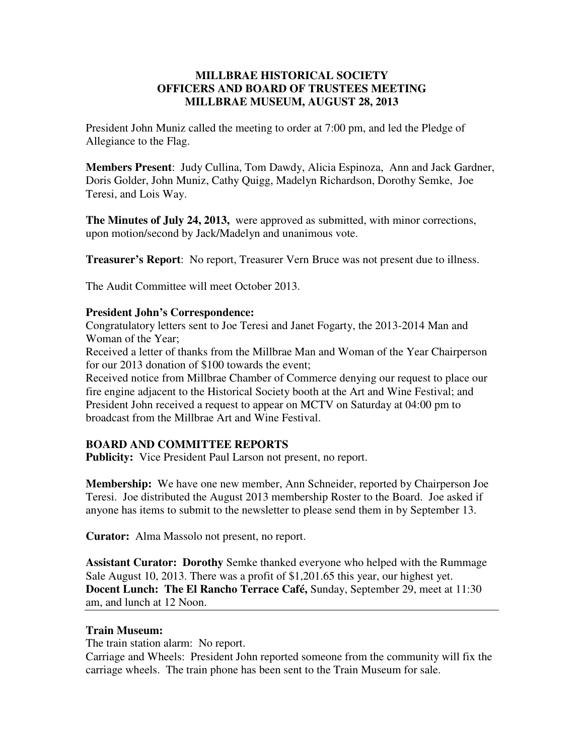**MILLBRAE HISTORICAL SOCIETY**
**OFFICERS AND BOARD OF TRUSTEES MEETING**
**MILLBRAE MUSEUM, AUGUST 28, 2013**

President John Muniz called the meeting to order at 7:00 pm, and led the Pledge of Allegiance to the Flag.

**Members Present**: Judy Cullina, Tom Dawdy, Alicia Espinoza, Ann and Jack Gardner, Doris Golder, John Muniz, Cathy Quigg, Madelyn Richardson, Dorothy Semke, Joe Teresi, and Lois Way.

**The Minutes of July 24, 2013,** were approved as submitted, with minor corrections, upon motion/second by Jack/Madelyn and unanimous vote.

**Treasurer's Report**: No report, Treasurer Vern Bruce was not present due to illness.

The Audit Committee will meet October 2013.

**President John's Correspondence:**
Congratulatory letters sent to Joe Teresi and Janet Fogarty, the 2013-2014 Man and Woman of the Year;
Received a letter of thanks from the Millbrae Man and Woman of the Year Chairperson for our 2013 donation of $100 towards the event;
Received notice from Millbrae Chamber of Commerce denying our request to place our fire engine adjacent to the Historical Society booth at the Art and Wine Festival; and
President John received a request to appear on MCTV on Saturday at 04:00 pm to broadcast from the Millbrae Art and Wine Festival.

**BOARD AND COMMITTEE REPORTS**
**Publicity:** Vice President Paul Larson not present, no report.

**Membership:** We have one new member, Ann Schneider, reported by Chairperson Joe Teresi. Joe distributed the August 2013 membership Roster to the Board. Joe asked if anyone has items to submit to the newsletter to please send them in by September 13.

**Curator:** Alma Massolo not present, no report.

**Assistant Curator: Dorothy** Semke thanked everyone who helped with the Rummage Sale August 10, 2013. There was a profit of $1,201.65 this year, our highest yet.
**Docent Lunch: The El Rancho Terrace Café,** Sunday, September 29, meet at 11:30 am, and lunch at 12 Noon.

---

**Train Museum:**
The train station alarm: No report.
Carriage and Wheels: President John reported someone from the community will fix the carriage wheels. The train phone has been sent to the Train Museum for sale.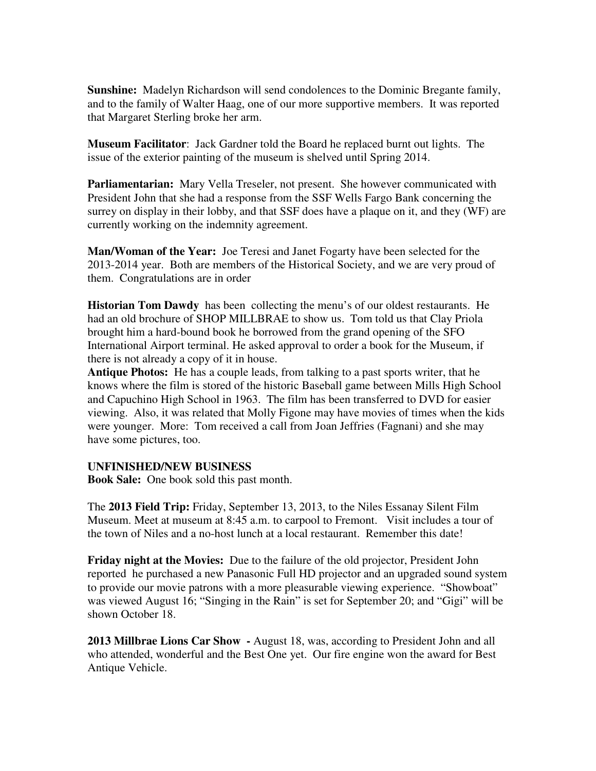**Sunshine:** Madelyn Richardson will send condolences to the Dominic Bregante family, and to the family of Walter Haag, one of our more supportive members. It was reported that Margaret Sterling broke her arm.

**Museum Facilitator**: Jack Gardner told the Board he replaced burnt out lights. The issue of the exterior painting of the museum is shelved until Spring 2014.

**Parliamentarian:** Mary Vella Treseler, not present. She however communicated with President John that she had a response from the SSF Wells Fargo Bank concerning the surrey on display in their lobby, and that SSF does have a plaque on it, and they (WF) are currently working on the indemnity agreement.

**Man/Woman of the Year:** Joe Teresi and Janet Fogarty have been selected for the 2013-2014 year. Both are members of the Historical Society, and we are very proud of them. Congratulations are in order

**Historian Tom Dawdy** has been collecting the menu's of our oldest restaurants. He had an old brochure of SHOP MILLBRAE to show us. Tom told us that Clay Priola brought him a hard-bound book he borrowed from the grand opening of the SFO International Airport terminal. He asked approval to order a book for the Museum, if there is not already a copy of it in house.

**Antique Photos:** He has a couple leads, from talking to a past sports writer, that he knows where the film is stored of the historic Baseball game between Mills High School and Capuchino High School in 1963. The film has been transferred to DVD for easier viewing. Also, it was related that Molly Figone may have movies of times when the kids were younger. More: Tom received a call from Joan Jeffries (Fagnani) and she may have some pictures, too.

**UNFINISHED/NEW BUSINESS**

**Book Sale:** One book sold this past month.

The **2013 Field Trip:** Friday, September 13, 2013, to the Niles Essanay Silent Film Museum. Meet at museum at 8:45 a.m. to carpool to Fremont. Visit includes a tour of the town of Niles and a no-host lunch at a local restaurant. Remember this date!

**Friday night at the Movies:** Due to the failure of the old projector, President John reported he purchased a new Panasonic Full HD projector and an upgraded sound system to provide our movie patrons with a more pleasurable viewing experience. "Showboat" was viewed August 16; "Singing in the Rain" is set for September 20; and "Gigi" will be shown October 18.

**2013 Millbrae Lions Car Show -** August 18, was, according to President John and all who attended, wonderful and the Best One yet. Our fire engine won the award for Best Antique Vehicle.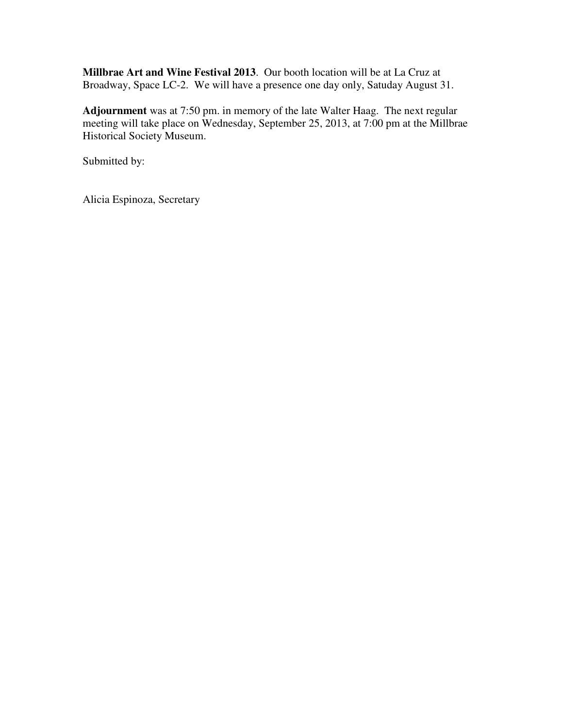**Millbrae Art and Wine Festival 2013**. Our booth location will be at La Cruz at Broadway, Space LC-2. We will have a presence one day only, Satuday August 31.

**Adjournment** was at 7:50 pm. in memory of the late Walter Haag. The next regular meeting will take place on Wednesday, September 25, 2013, at 7:00 pm at the Millbrae Historical Society Museum.

Submitted by:

Alicia Espinoza, Secretary